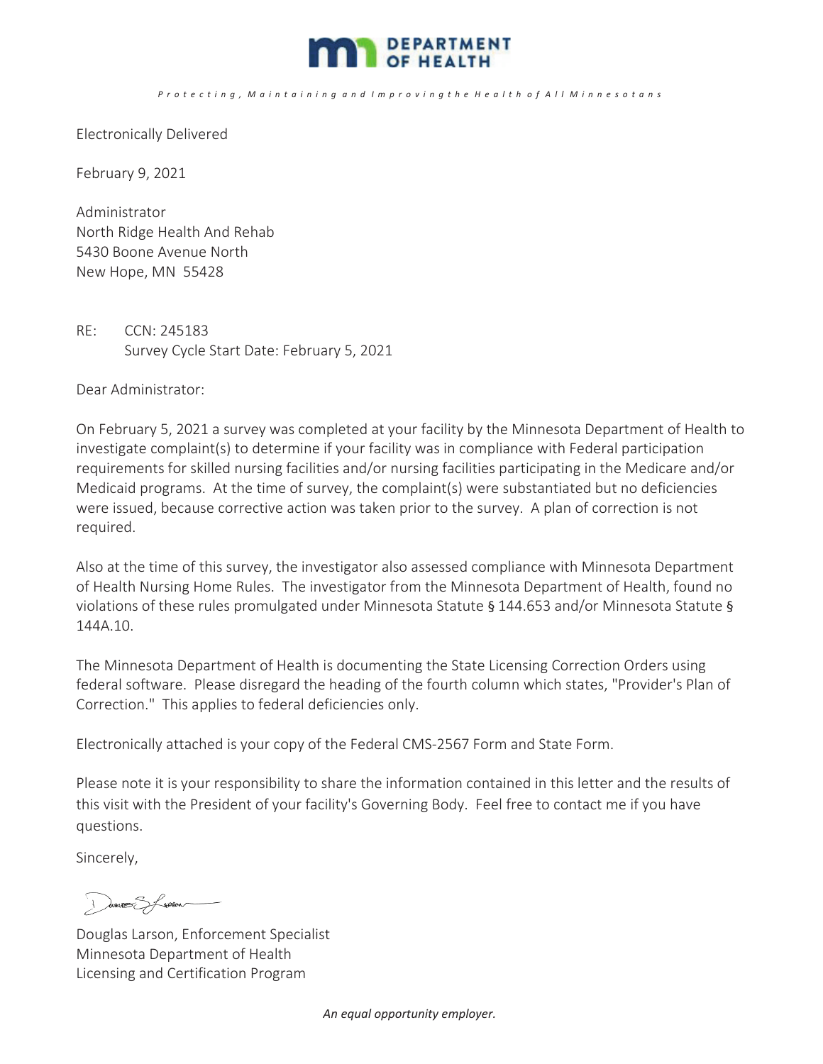DEPARTMENT OF HEALTH

*Protecting, Maintaining and Improving the Health of All Minnesotans*

Electronically Delivered

February 9, 2021

Administrator
North Ridge Health And Rehab
5430 Boone Avenue North
New Hope, MN 55428

RE: CCN: 245183
Survey Cycle Start Date: February 5, 2021

Dear Administrator:

On February 5, 2021 a survey was completed at your facility by the Minnesota Department of Health to investigate complaint(s) to determine if your facility was in compliance with Federal participation requirements for skilled nursing facilities and/or nursing facilities participating in the Medicare and/or Medicaid programs. At the time of survey, the complaint(s) were substantiated but no deficiencies were issued, because corrective action was taken prior to the survey. A plan of correction is not required.

Also at the time of this survey, the investigator also assessed compliance with Minnesota Department of Health Nursing Home Rules. The investigator from the Minnesota Department of Health, found no violations of these rules promulgated under Minnesota Statute § 144.653 and/or Minnesota Statute § 144A.10.

The Minnesota Department of Health is documenting the State Licensing Correction Orders using federal software. Please disregard the heading of the fourth column which states, "Provider's Plan of Correction." This applies to federal deficiencies only.

Electronically attached is your copy of the Federal CMS-2567 Form and State Form.

Please note it is your responsibility to share the information contained in this letter and the results of this visit with the President of your facility's Governing Body. Feel free to contact me if you have questions.

Sincerely,

Douglas Larson, Enforcement Specialist
Minnesota Department of Health
Licensing and Certification Program

*An equal opportunity employer.*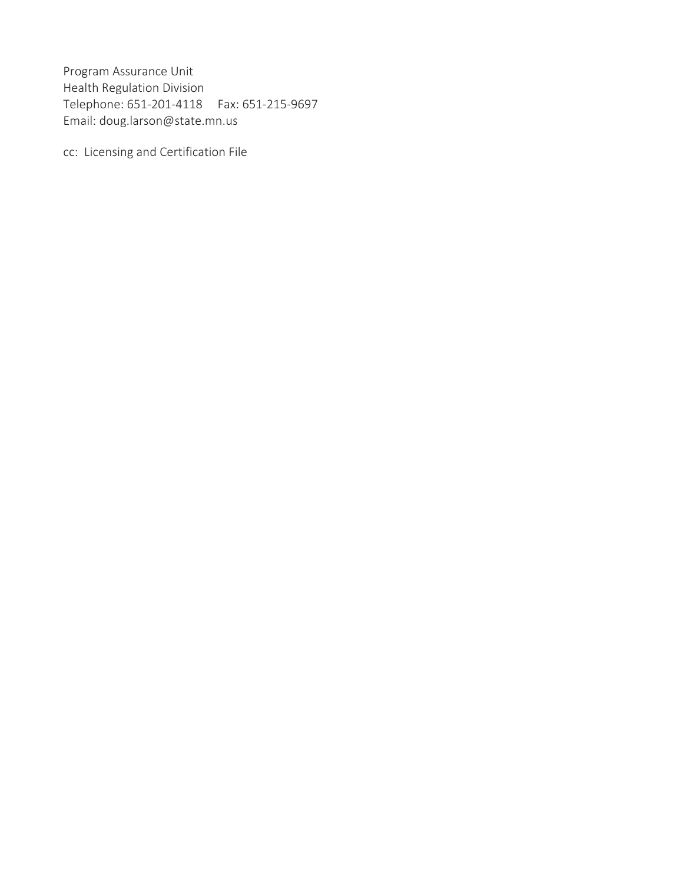Program Assurance Unit
Health Regulation Division
Telephone: 651-201-4118     Fax: 651-215-9697
Email: doug.larson@state.mn.us

cc: Licensing and Certification File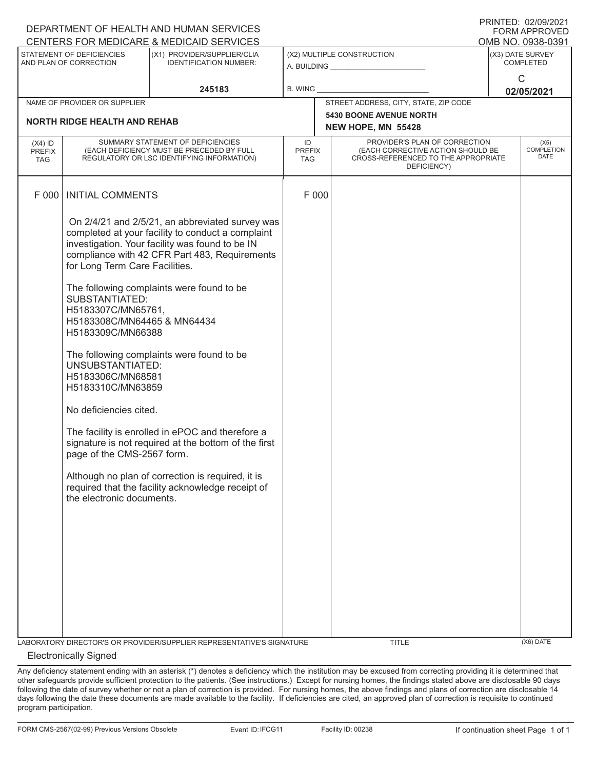PRINTED: 02/09/2021
FORM APPROVED
OMB NO. 0938-0391

DEPARTMENT OF HEALTH AND HUMAN SERVICES
CENTERS FOR MEDICARE & MEDICAID SERVICES

| STATEMENT OF DEFICIENCIES AND PLAN OF CORRECTION | (X1) PROVIDER/SUPPLIER/CLIA IDENTIFICATION NUMBER: | (X2) MULTIPLE CONSTRUCTION | (X3) DATE SURVEY COMPLETED |
|---|---|---|---|
| | 245183 | A. BUILDING ______ B. WING ______ | C 02/05/2021 |

| NAME OF PROVIDER OR SUPPLIER | STREET ADDRESS, CITY, STATE, ZIP CODE |
|---|---|
| **NORTH RIDGE HEALTH AND REHAB** | **5430 BOONE AVENUE NORTH NEW HOPE, MN 55428** |

| (X4) ID PREFIX TAG | SUMMARY STATEMENT OF DEFICIENCIES (EACH DEFICIENCY MUST BE PRECEDED BY FULL REGULATORY OR LSC IDENTIFYING INFORMATION) | ID PREFIX TAG | PROVIDER'S PLAN OF CORRECTION (EACH CORRECTIVE ACTION SHOULD BE CROSS-REFERENCED TO THE APPROPRIATE DEFICIENCY) | (X5) COMPLETION DATE |
|---|---|---|---|---|
| F 000 | INITIAL COMMENTS | F 000 | | |

On 2/4/21 and 2/5/21, an abbreviated survey was completed at your facility to conduct a complaint investigation. Your facility was found to be IN compliance with 42 CFR Part 483, Requirements for Long Term Care Facilities.

The following complaints were found to be SUBSTANTIATED:
H5183307C/MN65761,
H5183308C/MN64465 & MN64434
H5183309C/MN66388

The following complaints were found to be UNSUBSTANTIATED:
H5183306C/MN68581
H5183310C/MN63859

No deficiencies cited.

The facility is enrolled in ePOC and therefore a signature is not required at the bottom of the first page of the CMS-2567 form.

Although no plan of correction is required, it is required that the facility acknowledge receipt of the electronic documents.

| LABORATORY DIRECTOR'S OR PROVIDER/SUPPLIER REPRESENTATIVE'S SIGNATURE | TITLE | (X6) DATE |
|---|---|---|
| Electronically Signed | | |

Any deficiency statement ending with an asterisk (*) denotes a deficiency which the institution may be excused from correcting providing it is determined that other safeguards provide sufficient protection to the patients. (See instructions.) Except for nursing homes, the findings stated above are disclosable 90 days following the date of survey whether or not a plan of correction is provided. For nursing homes, the above findings and plans of correction are disclosable 14 days following the date these documents are made available to the facility. If deficiencies are cited, an approved plan of correction is requisite to continued program participation.

FORM CMS-2567(02-99) Previous Versions Obsolete Event ID: IFCG11 Facility ID: 00238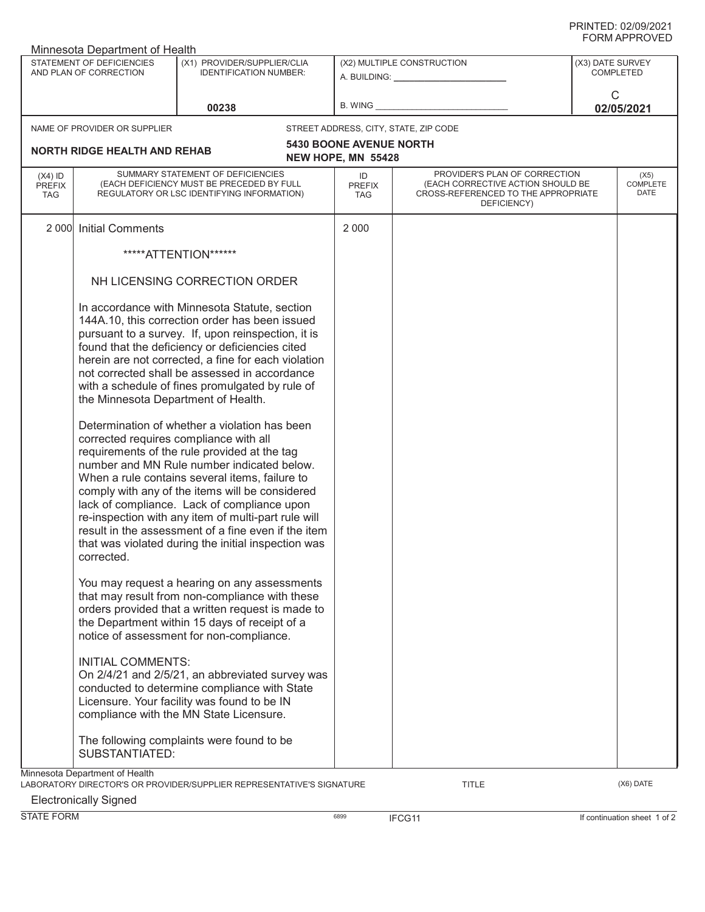PRINTED: 02/09/2021
FORM APPROVED

Minnesota Department of Health

| STATEMENT OF DEFICIENCIES AND PLAN OF CORRECTION | (X1) PROVIDER/SUPPLIER/CLIA IDENTIFICATION NUMBER: | (X2) MULTIPLE CONSTRUCTION | (X3) DATE SURVEY COMPLETED |
|---|---|---|---|
| | 00238 | A. BUILDING: _______ B. WING _______ | C 02/05/2021 |

| NAME OF PROVIDER OR SUPPLIER | STREET ADDRESS, CITY, STATE, ZIP CODE |
|---|---|
| NORTH RIDGE HEALTH AND REHAB | 5430 BOONE AVENUE NORTH NEW HOPE, MN 55428 |

| (X4) ID PREFIX TAG | SUMMARY STATEMENT OF DEFICIENCIES (EACH DEFICIENCY MUST BE PRECEDED BY FULL REGULATORY OR LSC IDENTIFYING INFORMATION) | ID PREFIX TAG | PROVIDER'S PLAN OF CORRECTION (EACH CORRECTIVE ACTION SHOULD BE CROSS-REFERENCED TO THE APPROPRIATE DEFICIENCY) | (X5) COMPLETE DATE |
|---|---|---|---|---|
| 2 000 | Initial Comments | 2 000 | | |

*****ATTENTION******

NH LICENSING CORRECTION ORDER

In accordance with Minnesota Statute, section 144A.10, this correction order has been issued pursuant to a survey. If, upon reinspection, it is found that the deficiency or deficiencies cited herein are not corrected, a fine for each violation not corrected shall be assessed in accordance with a schedule of fines promulgated by rule of the Minnesota Department of Health.

Determination of whether a violation has been corrected requires compliance with all requirements of the rule provided at the tag number and MN Rule number indicated below. When a rule contains several items, failure to comply with any of the items will be considered lack of compliance. Lack of compliance upon re-inspection with any item of multi-part rule will result in the assessment of a fine even if the item that was violated during the initial inspection was corrected.

You may request a hearing on any assessments that may result from non-compliance with these orders provided that a written request is made to the Department within 15 days of receipt of a notice of assessment for non-compliance.

INITIAL COMMENTS:
On 2/4/21 and 2/5/21, an abbreviated survey was conducted to determine compliance with State Licensure. Your facility was found to be IN compliance with the MN State Licensure.

The following complaints were found to be SUBSTANTIATED:

Minnesota Department of Health
LABORATORY DIRECTOR'S OR PROVIDER/SUPPLIER REPRESENTATIVE'S SIGNATURE — TITLE — (X6) DATE

Electronically Signed

STATE FORM 6899 IFCG11 If continuation sheet 1 of 2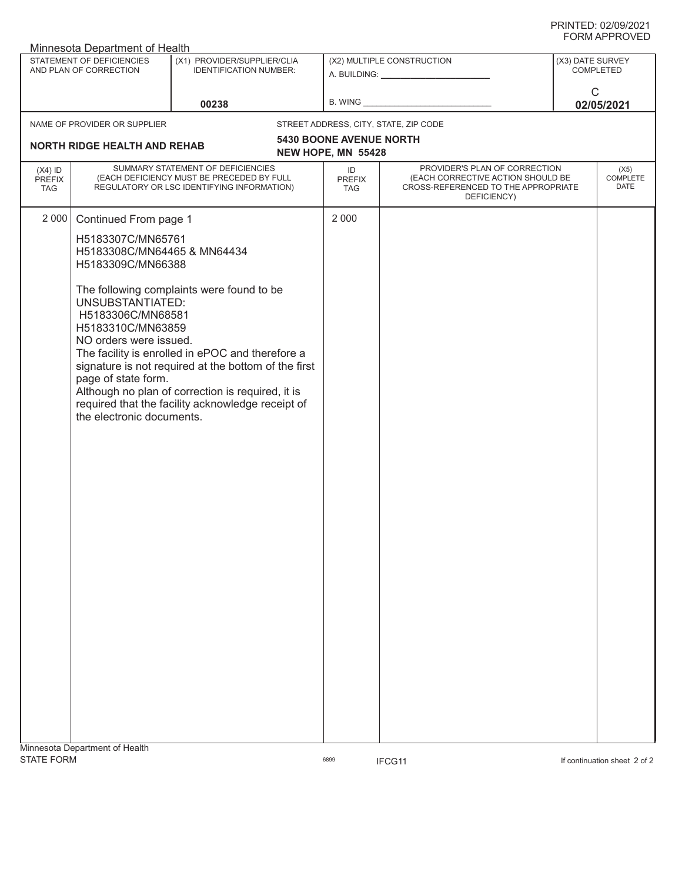PRINTED: 02/09/2021
FORM APPROVED

Minnesota Department of Health

| STATEMENT OF DEFICIENCIES AND PLAN OF CORRECTION | (X1) PROVIDER/SUPPLIER/CLIA IDENTIFICATION NUMBER: | (X2) MULTIPLE CONSTRUCTION | (X3) DATE SURVEY COMPLETED |
|---|---|---|---|
| | 00238 | A. BUILDING: ______ B. WING ______ | C 02/05/2021 |

NAME OF PROVIDER OR SUPPLIER: **NORTH RIDGE HEALTH AND REHAB**

STREET ADDRESS, CITY, STATE, ZIP CODE: **5430 BOONE AVENUE NORTH, NEW HOPE, MN 55428**

| (X4) ID PREFIX TAG | SUMMARY STATEMENT OF DEFICIENCIES (EACH DEFICIENCY MUST BE PRECEDED BY FULL REGULATORY OR LSC IDENTIFYING INFORMATION) | ID PREFIX TAG | PROVIDER'S PLAN OF CORRECTION (EACH CORRECTIVE ACTION SHOULD BE CROSS-REFERENCED TO THE APPROPRIATE DEFICIENCY) | (X5) COMPLETE DATE |
|---|---|---|---|---|
| 2 000 | Continued From page 1<br><br>H5183307C/MN65761<br>H5183308C/MN64465 & MN64434<br>H5183309C/MN66388<br><br>The following complaints were found to be UNSUBSTANTIATED:<br>H5183306C/MN68581<br>H5183310C/MN63859<br>NO orders were issued.<br>The facility is enrolled in ePOC and therefore a signature is not required at the bottom of the first page of state form.<br>Although no plan of correction is required, it is required that the facility acknowledge receipt of the electronic documents. | 2 000 | | |

Minnesota Department of Health
STATE FORM 6899 IFCG11 If continuation sheet 2 of 2